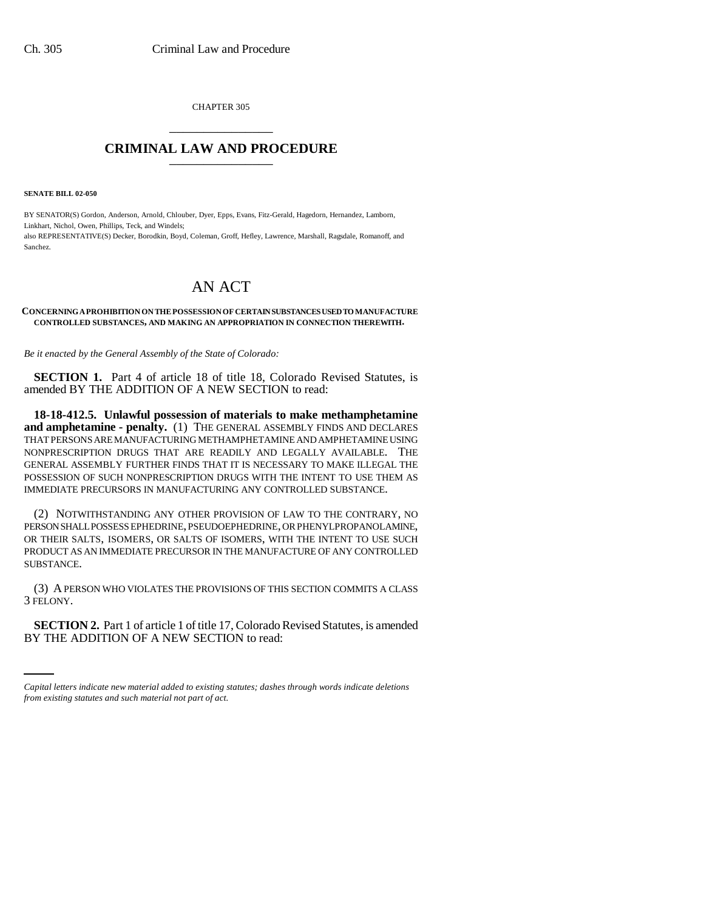CHAPTER 305

# CRIMINAL LAW AND PROCEDURE

**SENATE BILL 02-050**

BY SENATOR(S) Gordon, Anderson, Arnold, Chlouber, Dyer, Epps, Evans, Fitz-Gerald, Hagedorn, Hernandez, Lamborn, Linkhart, Nichol, Owen, Phillips, Teck, and Windels;
also REPRESENTATIVE(S) Decker, Borodkin, Boyd, Coleman, Groff, Hefley, Lawrence, Marshall, Ragsdale, Romanoff, and Sanchez.

# AN ACT

**CONCERNING A PROHIBITION ON THE POSSESSION OF CERTAIN SUBSTANCES USED TO MANUFACTURE CONTROLLED SUBSTANCES, AND MAKING AN APPROPRIATION IN CONNECTION THEREWITH.**

*Be it enacted by the General Assembly of the State of Colorado:*

**SECTION 1.** Part 4 of article 18 of title 18, Colorado Revised Statutes, is amended BY THE ADDITION OF A NEW SECTION to read:

**18-18-412.5. Unlawful possession of materials to make methamphetamine and amphetamine - penalty.** (1) THE GENERAL ASSEMBLY FINDS AND DECLARES THAT PERSONS ARE MANUFACTURING METHAMPHETAMINE AND AMPHETAMINE USING NONPRESCRIPTION DRUGS THAT ARE READILY AND LEGALLY AVAILABLE. THE GENERAL ASSEMBLY FURTHER FINDS THAT IT IS NECESSARY TO MAKE ILLEGAL THE POSSESSION OF SUCH NONPRESCRIPTION DRUGS WITH THE INTENT TO USE THEM AS IMMEDIATE PRECURSORS IN MANUFACTURING ANY CONTROLLED SUBSTANCE.

(2) NOTWITHSTANDING ANY OTHER PROVISION OF LAW TO THE CONTRARY, NO PERSON SHALL POSSESS EPHEDRINE, PSEUDOEPHEDRINE, OR PHENYLPROPANOLAMINE, OR THEIR SALTS, ISOMERS, OR SALTS OF ISOMERS, WITH THE INTENT TO USE SUCH PRODUCT AS AN IMMEDIATE PRECURSOR IN THE MANUFACTURE OF ANY CONTROLLED SUBSTANCE.

(3) A PERSON WHO VIOLATES THE PROVISIONS OF THIS SECTION COMMITS A CLASS 3 FELONY.

**SECTION 2.** Part 1 of article 1 of title 17, Colorado Revised Statutes, is amended BY THE ADDITION OF A NEW SECTION to read:

*Capital letters indicate new material added to existing statutes; dashes through words indicate deletions from existing statutes and such material not part of act.*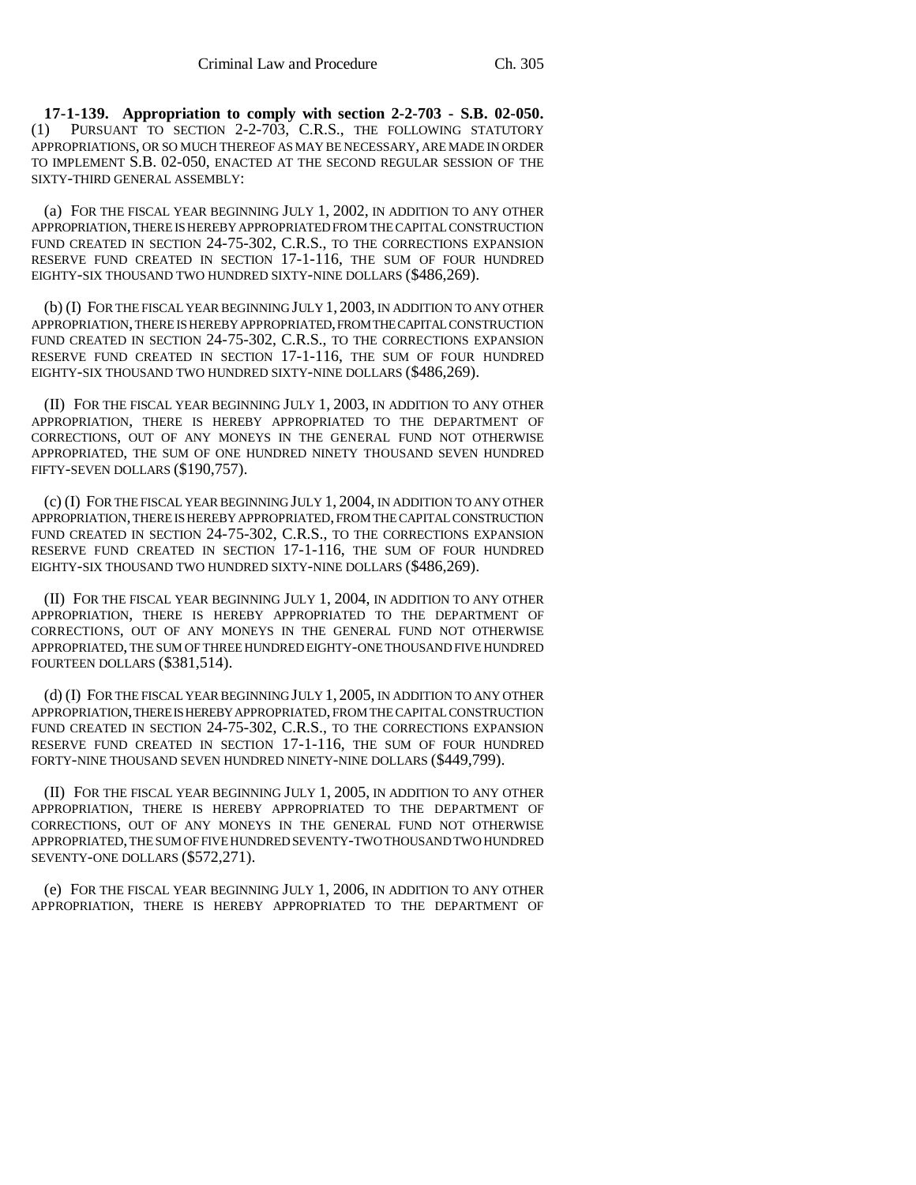**17-1-139. Appropriation to comply with section 2-2-703 - S.B. 02-050.** (1) PURSUANT TO SECTION 2-2-703, C.R.S., THE FOLLOWING STATUTORY APPROPRIATIONS, OR SO MUCH THEREOF AS MAY BE NECESSARY, ARE MADE IN ORDER TO IMPLEMENT S.B. 02-050, ENACTED AT THE SECOND REGULAR SESSION OF THE SIXTY-THIRD GENERAL ASSEMBLY:

(a) FOR THE FISCAL YEAR BEGINNING JULY 1, 2002, IN ADDITION TO ANY OTHER APPROPRIATION, THERE IS HEREBY APPROPRIATED FROM THE CAPITAL CONSTRUCTION FUND CREATED IN SECTION 24-75-302, C.R.S., TO THE CORRECTIONS EXPANSION RESERVE FUND CREATED IN SECTION 17-1-116, THE SUM OF FOUR HUNDRED EIGHTY-SIX THOUSAND TWO HUNDRED SIXTY-NINE DOLLARS ($486,269).

(b) (I) FOR THE FISCAL YEAR BEGINNING JULY 1, 2003, IN ADDITION TO ANY OTHER APPROPRIATION, THERE IS HEREBY APPROPRIATED, FROM THE CAPITAL CONSTRUCTION FUND CREATED IN SECTION 24-75-302, C.R.S., TO THE CORRECTIONS EXPANSION RESERVE FUND CREATED IN SECTION 17-1-116, THE SUM OF FOUR HUNDRED EIGHTY-SIX THOUSAND TWO HUNDRED SIXTY-NINE DOLLARS ($486,269).

(II) FOR THE FISCAL YEAR BEGINNING JULY 1, 2003, IN ADDITION TO ANY OTHER APPROPRIATION, THERE IS HEREBY APPROPRIATED TO THE DEPARTMENT OF CORRECTIONS, OUT OF ANY MONEYS IN THE GENERAL FUND NOT OTHERWISE APPROPRIATED, THE SUM OF ONE HUNDRED NINETY THOUSAND SEVEN HUNDRED FIFTY-SEVEN DOLLARS ($190,757).

(c) (I) FOR THE FISCAL YEAR BEGINNING JULY 1, 2004, IN ADDITION TO ANY OTHER APPROPRIATION, THERE IS HEREBY APPROPRIATED, FROM THE CAPITAL CONSTRUCTION FUND CREATED IN SECTION 24-75-302, C.R.S., TO THE CORRECTIONS EXPANSION RESERVE FUND CREATED IN SECTION 17-1-116, THE SUM OF FOUR HUNDRED EIGHTY-SIX THOUSAND TWO HUNDRED SIXTY-NINE DOLLARS ($486,269).

(II) FOR THE FISCAL YEAR BEGINNING JULY 1, 2004, IN ADDITION TO ANY OTHER APPROPRIATION, THERE IS HEREBY APPROPRIATED TO THE DEPARTMENT OF CORRECTIONS, OUT OF ANY MONEYS IN THE GENERAL FUND NOT OTHERWISE APPROPRIATED, THE SUM OF THREE HUNDRED EIGHTY-ONE THOUSAND FIVE HUNDRED FOURTEEN DOLLARS ($381,514).

(d) (I) FOR THE FISCAL YEAR BEGINNING JULY 1, 2005, IN ADDITION TO ANY OTHER APPROPRIATION, THERE IS HEREBY APPROPRIATED, FROM THE CAPITAL CONSTRUCTION FUND CREATED IN SECTION 24-75-302, C.R.S., TO THE CORRECTIONS EXPANSION RESERVE FUND CREATED IN SECTION 17-1-116, THE SUM OF FOUR HUNDRED FORTY-NINE THOUSAND SEVEN HUNDRED NINETY-NINE DOLLARS ($449,799).

(II) FOR THE FISCAL YEAR BEGINNING JULY 1, 2005, IN ADDITION TO ANY OTHER APPROPRIATION, THERE IS HEREBY APPROPRIATED TO THE DEPARTMENT OF CORRECTIONS, OUT OF ANY MONEYS IN THE GENERAL FUND NOT OTHERWISE APPROPRIATED, THE SUM OF FIVE HUNDRED SEVENTY-TWO THOUSAND TWO HUNDRED SEVENTY-ONE DOLLARS ($572,271).

(e) FOR THE FISCAL YEAR BEGINNING JULY 1, 2006, IN ADDITION TO ANY OTHER APPROPRIATION, THERE IS HEREBY APPROPRIATED TO THE DEPARTMENT OF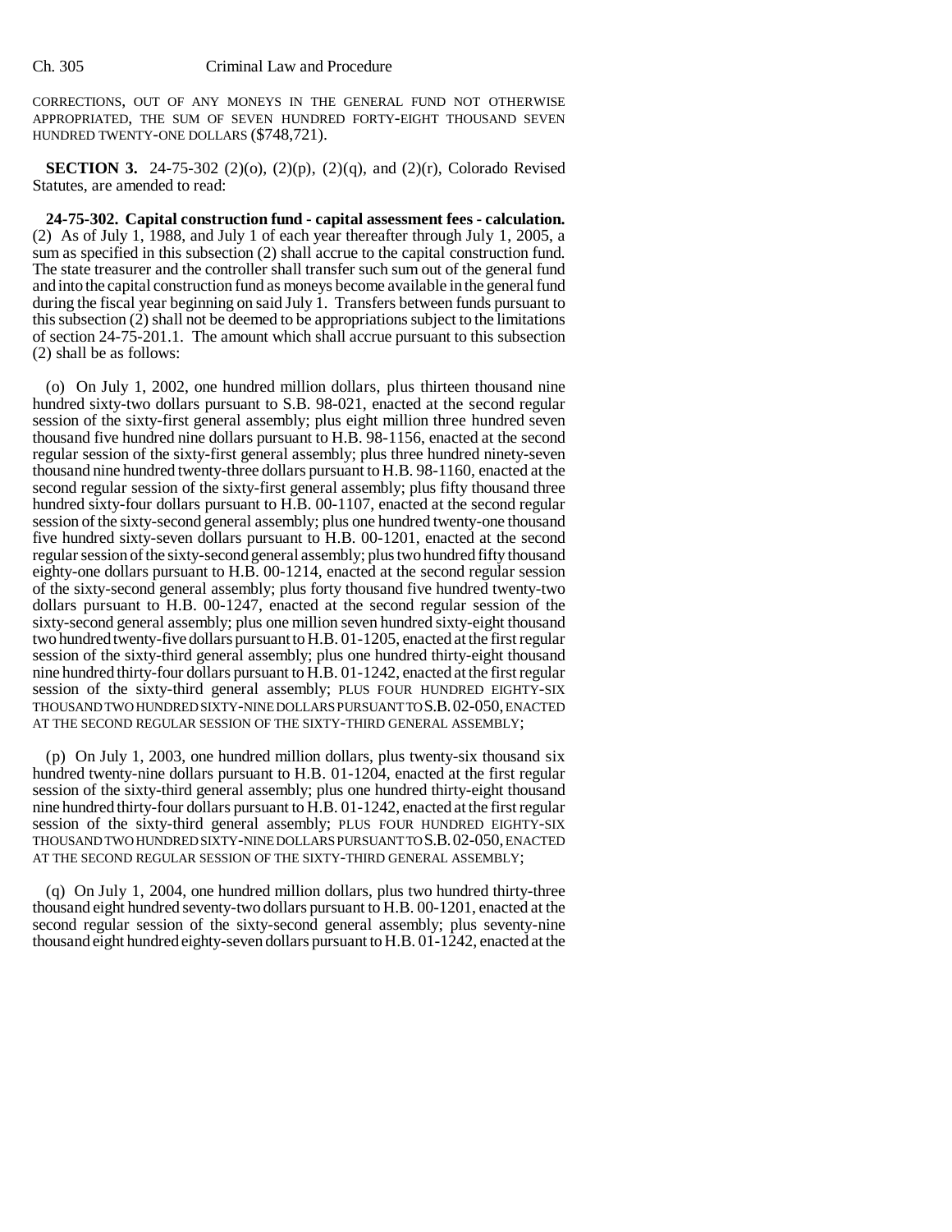CORRECTIONS, OUT OF ANY MONEYS IN THE GENERAL FUND NOT OTHERWISE APPROPRIATED, THE SUM OF SEVEN HUNDRED FORTY-EIGHT THOUSAND SEVEN HUNDRED TWENTY-ONE DOLLARS ($748,721).

**SECTION 3.** 24-75-302 (2)(o), (2)(p), (2)(q), and (2)(r), Colorado Revised Statutes, are amended to read:

**24-75-302. Capital construction fund - capital assessment fees - calculation.** (2) As of July 1, 1988, and July 1 of each year thereafter through July 1, 2005, a sum as specified in this subsection (2) shall accrue to the capital construction fund. The state treasurer and the controller shall transfer such sum out of the general fund and into the capital construction fund as moneys become available in the general fund during the fiscal year beginning on said July 1. Transfers between funds pursuant to this subsection (2) shall not be deemed to be appropriations subject to the limitations of section 24-75-201.1. The amount which shall accrue pursuant to this subsection (2) shall be as follows:

(o) On July 1, 2002, one hundred million dollars, plus thirteen thousand nine hundred sixty-two dollars pursuant to S.B. 98-021, enacted at the second regular session of the sixty-first general assembly; plus eight million three hundred seven thousand five hundred nine dollars pursuant to H.B. 98-1156, enacted at the second regular session of the sixty-first general assembly; plus three hundred ninety-seven thousand nine hundred twenty-three dollars pursuant to H.B. 98-1160, enacted at the second regular session of the sixty-first general assembly; plus fifty thousand three hundred sixty-four dollars pursuant to H.B. 00-1107, enacted at the second regular session of the sixty-second general assembly; plus one hundred twenty-one thousand five hundred sixty-seven dollars pursuant to H.B. 00-1201, enacted at the second regular session of the sixty-second general assembly; plus two hundred fifty thousand eighty-one dollars pursuant to H.B. 00-1214, enacted at the second regular session of the sixty-second general assembly; plus forty thousand five hundred twenty-two dollars pursuant to H.B. 00-1247, enacted at the second regular session of the sixty-second general assembly; plus one million seven hundred sixty-eight thousand two hundred twenty-five dollars pursuant to H.B. 01-1205, enacted at the first regular session of the sixty-third general assembly; plus one hundred thirty-eight thousand nine hundred thirty-four dollars pursuant to H.B. 01-1242, enacted at the first regular session of the sixty-third general assembly; PLUS FOUR HUNDRED EIGHTY-SIX THOUSAND TWO HUNDRED SIXTY-NINE DOLLARS PURSUANT TO S.B. 02-050, ENACTED AT THE SECOND REGULAR SESSION OF THE SIXTY-THIRD GENERAL ASSEMBLY;

(p) On July 1, 2003, one hundred million dollars, plus twenty-six thousand six hundred twenty-nine dollars pursuant to H.B. 01-1204, enacted at the first regular session of the sixty-third general assembly; plus one hundred thirty-eight thousand nine hundred thirty-four dollars pursuant to H.B. 01-1242, enacted at the first regular session of the sixty-third general assembly; PLUS FOUR HUNDRED EIGHTY-SIX THOUSAND TWO HUNDRED SIXTY-NINE DOLLARS PURSUANT TO S.B. 02-050, ENACTED AT THE SECOND REGULAR SESSION OF THE SIXTY-THIRD GENERAL ASSEMBLY;

(q) On July 1, 2004, one hundred million dollars, plus two hundred thirty-three thousand eight hundred seventy-two dollars pursuant to H.B. 00-1201, enacted at the second regular session of the sixty-second general assembly; plus seventy-nine thousand eight hundred eighty-seven dollars pursuant to H.B. 01-1242, enacted at the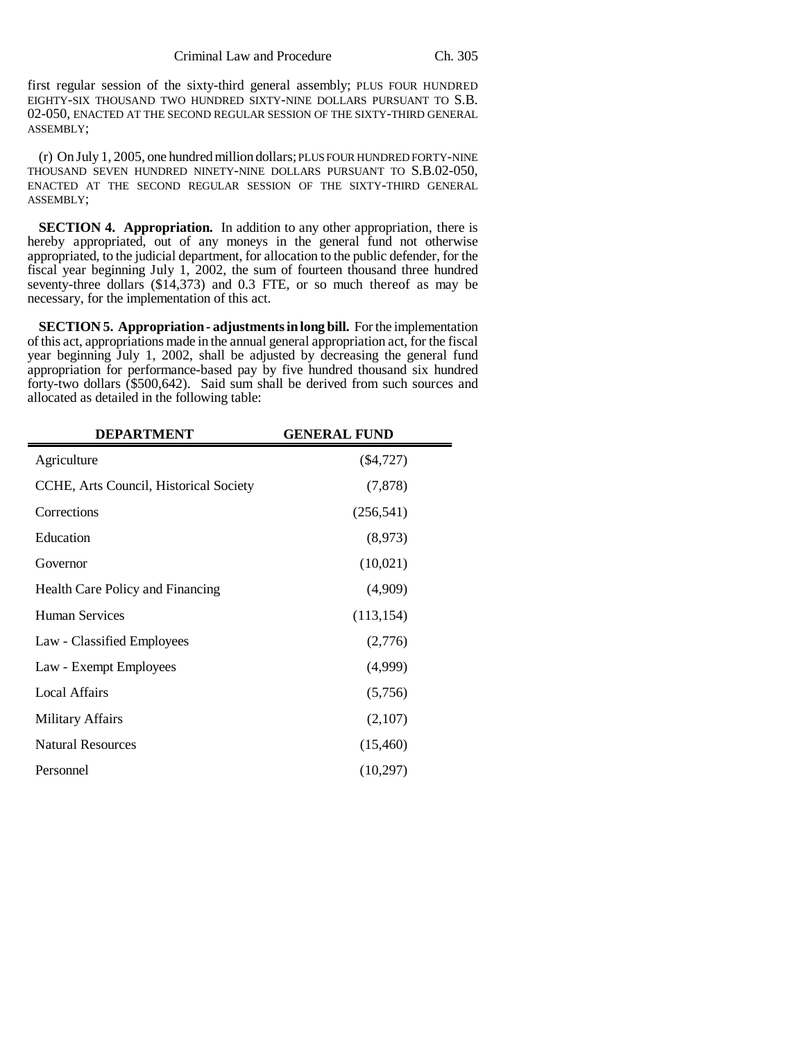first regular session of the sixty-third general assembly; PLUS FOUR HUNDRED EIGHTY-SIX THOUSAND TWO HUNDRED SIXTY-NINE DOLLARS PURSUANT TO S.B. 02-050, ENACTED AT THE SECOND REGULAR SESSION OF THE SIXTY-THIRD GENERAL ASSEMBLY;

(r) On July 1, 2005, one hundred million dollars; PLUS FOUR HUNDRED FORTY-NINE THOUSAND SEVEN HUNDRED NINETY-NINE DOLLARS PURSUANT TO S.B.02-050, ENACTED AT THE SECOND REGULAR SESSION OF THE SIXTY-THIRD GENERAL ASSEMBLY;

**SECTION 4. Appropriation.** In addition to any other appropriation, there is hereby appropriated, out of any moneys in the general fund not otherwise appropriated, to the judicial department, for allocation to the public defender, for the fiscal year beginning July 1, 2002, the sum of fourteen thousand three hundred seventy-three dollars ($14,373) and 0.3 FTE, or so much thereof as may be necessary, for the implementation of this act.

**SECTION 5. Appropriation - adjustments in long bill.** For the implementation of this act, appropriations made in the annual general appropriation act, for the fiscal year beginning July 1, 2002, shall be adjusted by decreasing the general fund appropriation for performance-based pay by five hundred thousand six hundred forty-two dollars ($500,642). Said sum shall be derived from such sources and allocated as detailed in the following table:

| DEPARTMENT | GENERAL FUND |
|---|---|
| Agriculture | ($4,727) |
| CCHE, Arts Council, Historical Society | (7,878) |
| Corrections | (256,541) |
| Education | (8,973) |
| Governor | (10,021) |
| Health Care Policy and Financing | (4,909) |
| Human Services | (113,154) |
| Law - Classified Employees | (2,776) |
| Law - Exempt Employees | (4,999) |
| Local Affairs | (5,756) |
| Military Affairs | (2,107) |
| Natural Resources | (15,460) |
| Personnel | (10,297) |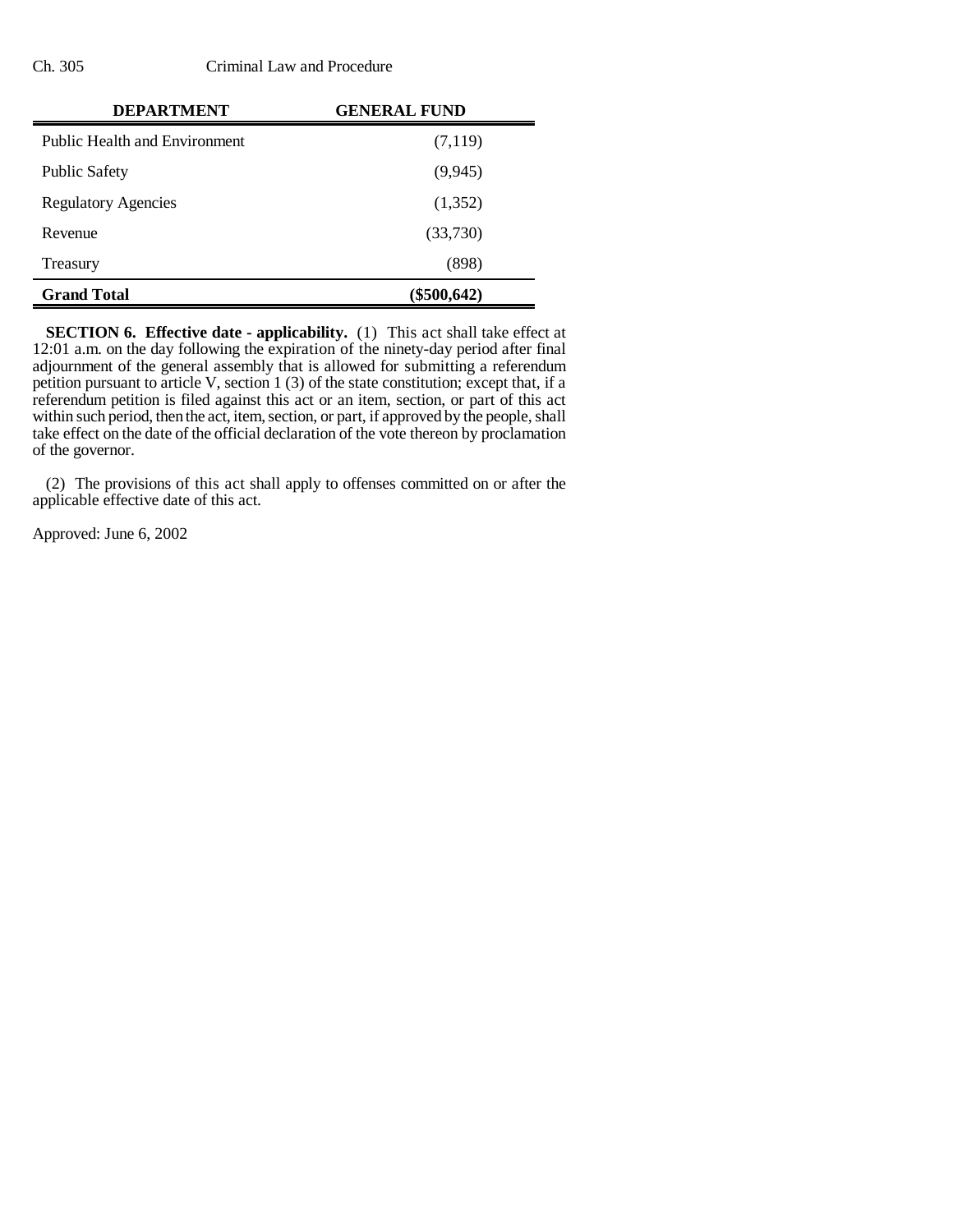| DEPARTMENT | GENERAL FUND |
| --- | --- |
| Public Health and Environment | (7,119) |
| Public Safety | (9,945) |
| Regulatory Agencies | (1,352) |
| Revenue | (33,730) |
| Treasury | (898) |
| **Grand Total** | **($500,642)** |

**SECTION 6. Effective date - applicability.** (1) This act shall take effect at 12:01 a.m. on the day following the expiration of the ninety-day period after final adjournment of the general assembly that is allowed for submitting a referendum petition pursuant to article V, section 1 (3) of the state constitution; except that, if a referendum petition is filed against this act or an item, section, or part of this act within such period, then the act, item, section, or part, if approved by the people, shall take effect on the date of the official declaration of the vote thereon by proclamation of the governor.

(2) The provisions of this act shall apply to offenses committed on or after the applicable effective date of this act.

Approved: June 6, 2002